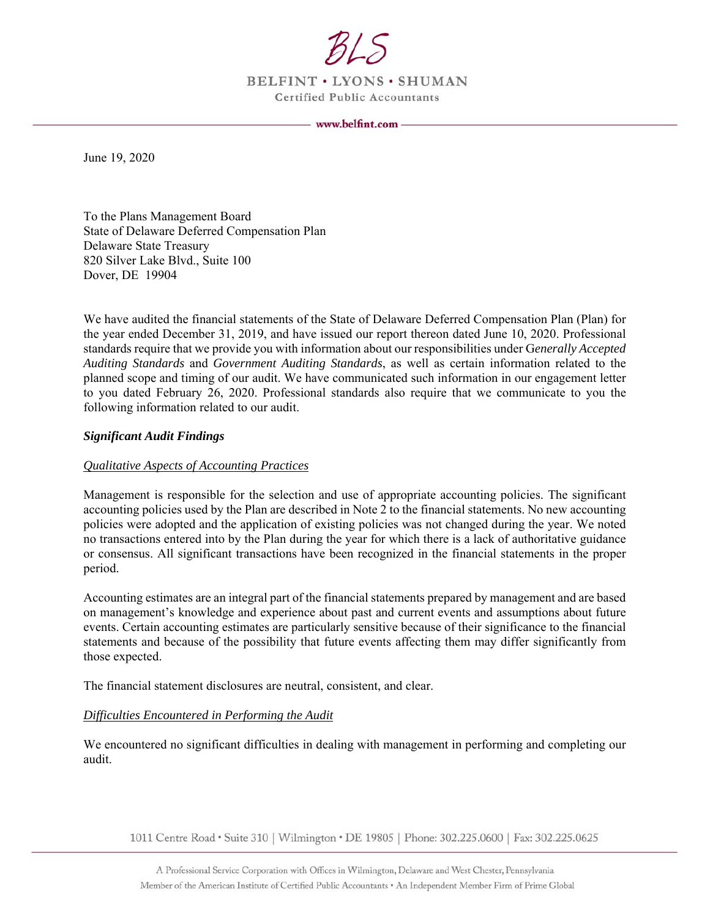BLS

BELFINT • LYONS • SHUMAN

Certified Public Accountants

www.belfint.com

June 19, 2020

To the Plans Management Board
State of Delaware Deferred Compensation Plan
Delaware State Treasury
820 Silver Lake Blvd., Suite 100
Dover, DE 19904

We have audited the financial statements of the State of Delaware Deferred Compensation Plan (Plan) for the year ended December 31, 2019, and have issued our report thereon dated June 10, 2020. Professional standards require that we provide you with information about our responsibilities under G*enerally Accepted Auditing Standards* and *Government Auditing Standards*, as well as certain information related to the planned scope and timing of our audit. We have communicated such information in our engagement letter to you dated February 26, 2020. Professional standards also require that we communicate to you the following information related to our audit.

***Significant Audit Findings***

*Qualitative Aspects of Accounting Practices*

Management is responsible for the selection and use of appropriate accounting policies. The significant accounting policies used by the Plan are described in Note 2 to the financial statements. No new accounting policies were adopted and the application of existing policies was not changed during the year. We noted no transactions entered into by the Plan during the year for which there is a lack of authoritative guidance or consensus. All significant transactions have been recognized in the financial statements in the proper period.

Accounting estimates are an integral part of the financial statements prepared by management and are based on management's knowledge and experience about past and current events and assumptions about future events. Certain accounting estimates are particularly sensitive because of their significance to the financial statements and because of the possibility that future events affecting them may differ significantly from those expected.

The financial statement disclosures are neutral, consistent, and clear.

*Difficulties Encountered in Performing the Audit*

We encountered no significant difficulties in dealing with management in performing and completing our audit.

1011 Centre Road • Suite 310 | Wilmington • DE 19805 | Phone: 302.225.0600 | Fax: 302.225.0625

A Professional Service Corporation with Offices in Wilmington, Delaware and West Chester, Pennsylvania
Member of the American Institute of Certified Public Accountants • An Independent Member Firm of Prime Global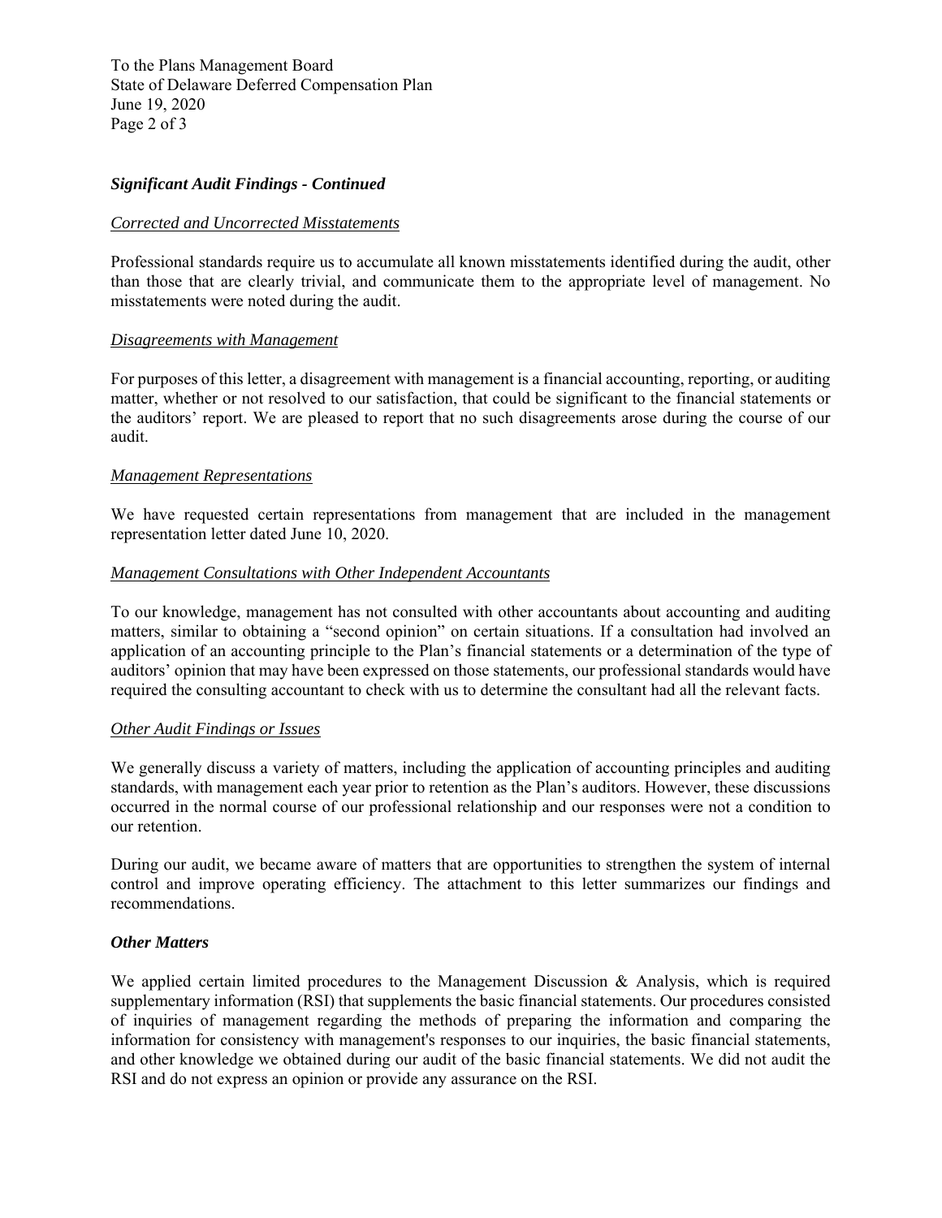### *Significant Audit Findings - Continued*

*Corrected and Uncorrected Misstatements*

Professional standards require us to accumulate all known misstatements identified during the audit, other than those that are clearly trivial, and communicate them to the appropriate level of management. No misstatements were noted during the audit.

*Disagreements with Management*

For purposes of this letter, a disagreement with management is a financial accounting, reporting, or auditing matter, whether or not resolved to our satisfaction, that could be significant to the financial statements or the auditors' report. We are pleased to report that no such disagreements arose during the course of our audit.

*Management Representations*

We have requested certain representations from management that are included in the management representation letter dated June 10, 2020.

*Management Consultations with Other Independent Accountants*

To our knowledge, management has not consulted with other accountants about accounting and auditing matters, similar to obtaining a "second opinion" on certain situations. If a consultation had involved an application of an accounting principle to the Plan's financial statements or a determination of the type of auditors' opinion that may have been expressed on those statements, our professional standards would have required the consulting accountant to check with us to determine the consultant had all the relevant facts.

*Other Audit Findings or Issues*

We generally discuss a variety of matters, including the application of accounting principles and auditing standards, with management each year prior to retention as the Plan's auditors. However, these discussions occurred in the normal course of our professional relationship and our responses were not a condition to our retention.

During our audit, we became aware of matters that are opportunities to strengthen the system of internal control and improve operating efficiency. The attachment to this letter summarizes our findings and recommendations.

### *Other Matters*

We applied certain limited procedures to the Management Discussion & Analysis, which is required supplementary information (RSI) that supplements the basic financial statements. Our procedures consisted of inquiries of management regarding the methods of preparing the information and comparing the information for consistency with management's responses to our inquiries, the basic financial statements, and other knowledge we obtained during our audit of the basic financial statements. We did not audit the RSI and do not express an opinion or provide any assurance on the RSI.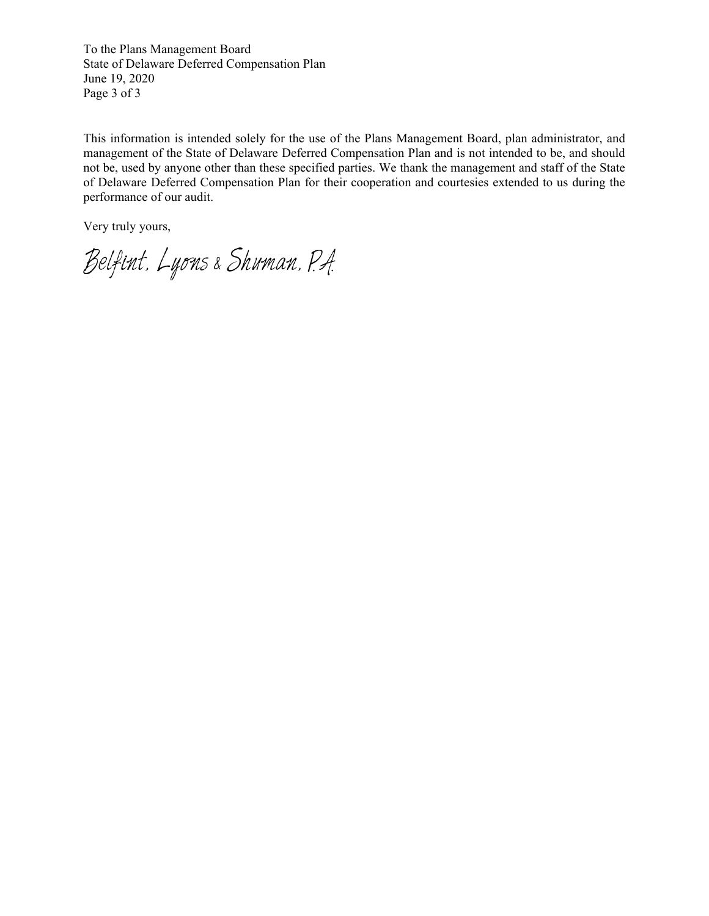To the Plans Management Board
State of Delaware Deferred Compensation Plan
June 19, 2020
Page 3 of 3

This information is intended solely for the use of the Plans Management Board, plan administrator, and management of the State of Delaware Deferred Compensation Plan and is not intended to be, and should not be, used by anyone other than these specified parties. We thank the management and staff of the State of Delaware Deferred Compensation Plan for their cooperation and courtesies extended to us during the performance of our audit.

Very truly yours,

Belfint, Lyons & Shuman, P.A.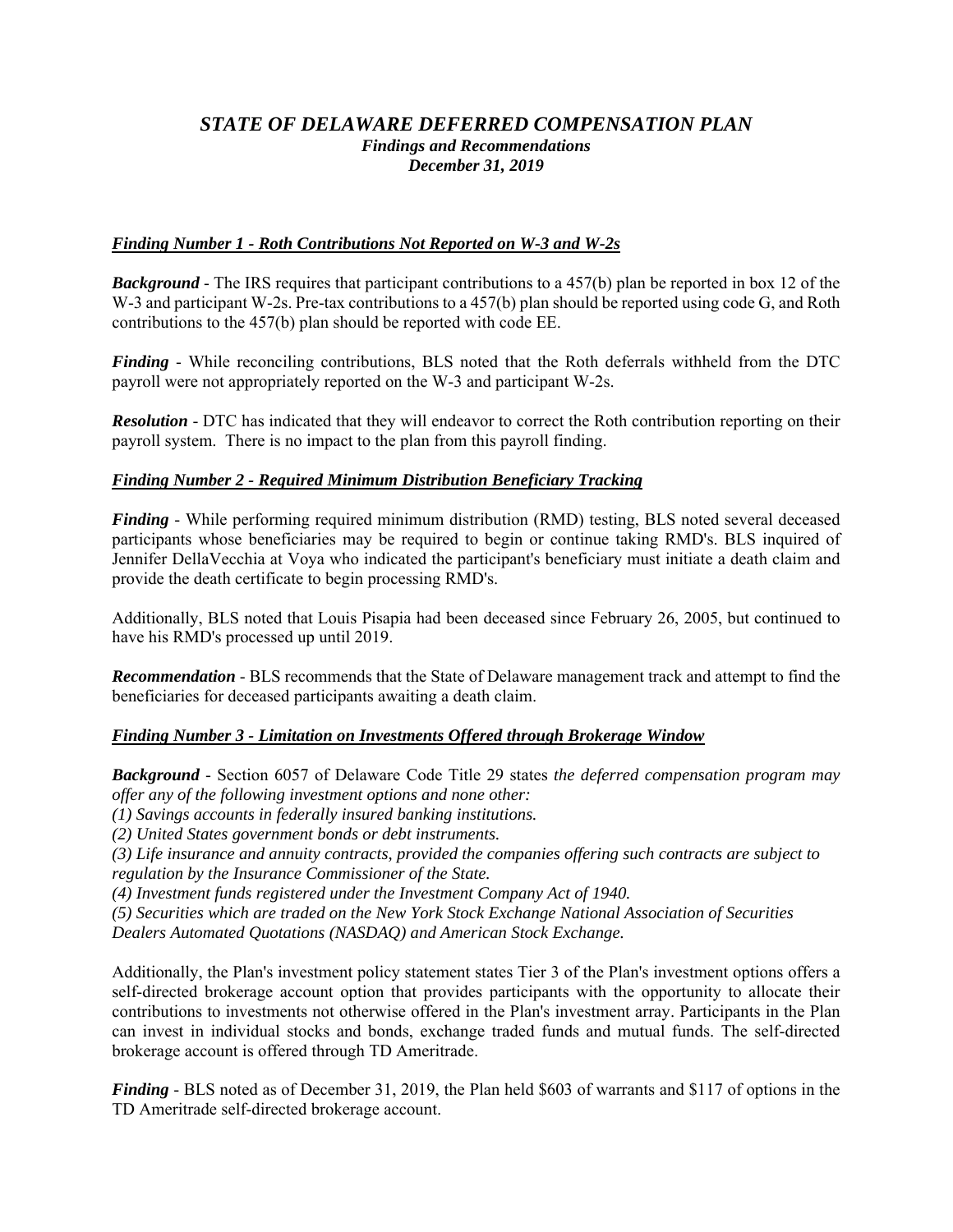# *STATE OF DELAWARE DEFERRED COMPENSATION PLAN*

### *Findings and Recommendations*

### *December 31, 2019*

***Finding Number 1 - Roth Contributions Not Reported on W-3 and W-2s***

***Background*** - The IRS requires that participant contributions to a 457(b) plan be reported in box 12 of the W-3 and participant W-2s. Pre-tax contributions to a 457(b) plan should be reported using code G, and Roth contributions to the 457(b) plan should be reported with code EE.

***Finding*** - While reconciling contributions, BLS noted that the Roth deferrals withheld from the DTC payroll were not appropriately reported on the W-3 and participant W-2s.

***Resolution*** - DTC has indicated that they will endeavor to correct the Roth contribution reporting on their payroll system. There is no impact to the plan from this payroll finding.

***Finding Number 2 - Required Minimum Distribution Beneficiary Tracking***

***Finding*** - While performing required minimum distribution (RMD) testing, BLS noted several deceased participants whose beneficiaries may be required to begin or continue taking RMD's. BLS inquired of Jennifer DellaVecchia at Voya who indicated the participant's beneficiary must initiate a death claim and provide the death certificate to begin processing RMD's.

Additionally, BLS noted that Louis Pisapia had been deceased since February 26, 2005, but continued to have his RMD's processed up until 2019.

***Recommendation*** - BLS recommends that the State of Delaware management track and attempt to find the beneficiaries for deceased participants awaiting a death claim.

***Finding Number 3 - Limitation on Investments Offered through Brokerage Window***

***Background*** - Section 6057 of Delaware Code Title 29 states *the deferred compensation program may offer any of the following investment options and none other:*

*(1) Savings accounts in federally insured banking institutions.*

*(2) United States government bonds or debt instruments.*

*(3) Life insurance and annuity contracts, provided the companies offering such contracts are subject to regulation by the Insurance Commissioner of the State.*

*(4) Investment funds registered under the Investment Company Act of 1940.*

*(5) Securities which are traded on the New York Stock Exchange National Association of Securities Dealers Automated Quotations (NASDAQ) and American Stock Exchange.*

Additionally, the Plan's investment policy statement states Tier 3 of the Plan's investment options offers a self-directed brokerage account option that provides participants with the opportunity to allocate their contributions to investments not otherwise offered in the Plan's investment array. Participants in the Plan can invest in individual stocks and bonds, exchange traded funds and mutual funds. The self-directed brokerage account is offered through TD Ameritrade.

***Finding*** - BLS noted as of December 31, 2019, the Plan held $603 of warrants and $117 of options in the TD Ameritrade self-directed brokerage account.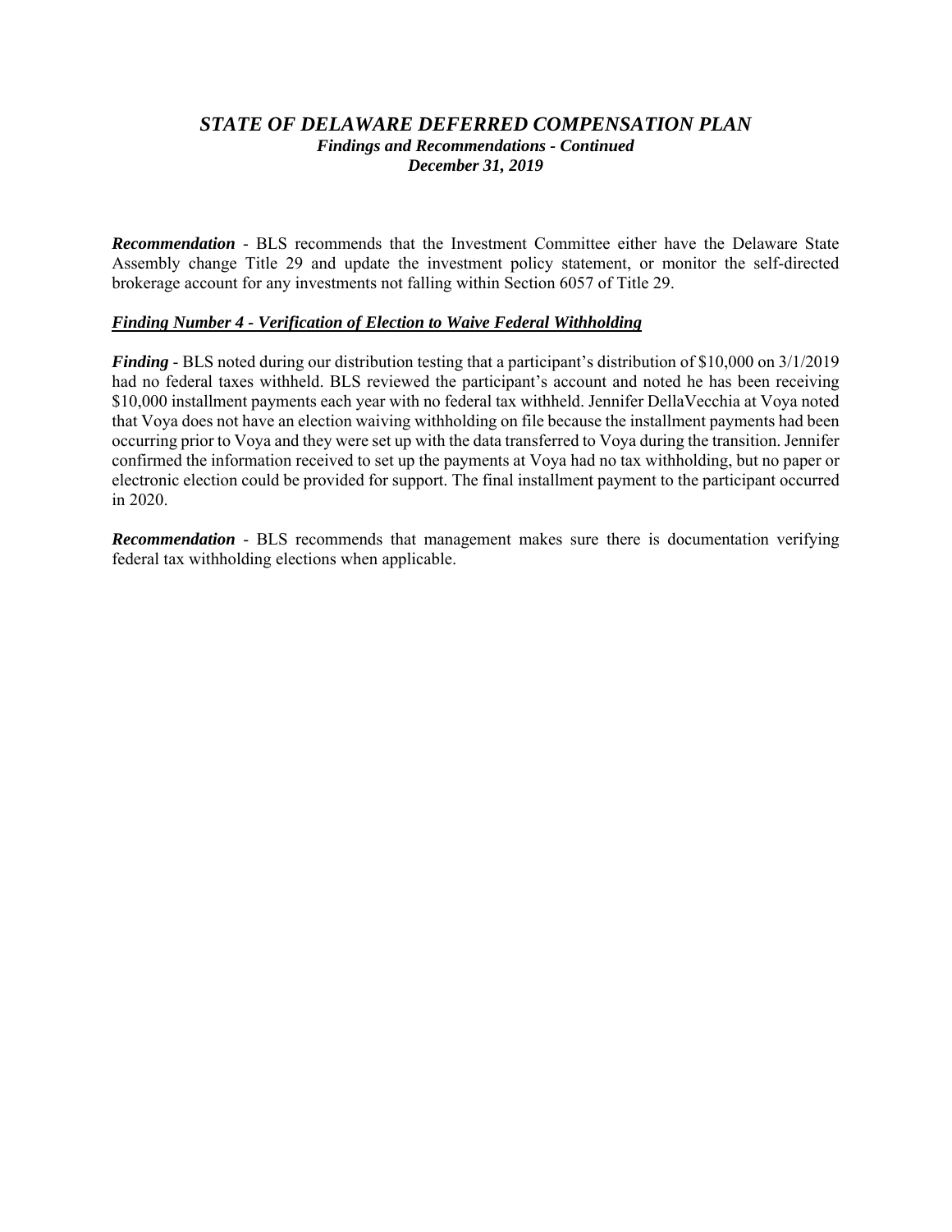***Recommendation*** - BLS recommends that the Investment Committee either have the Delaware State Assembly change Title 29 and update the investment policy statement, or monitor the self-directed brokerage account for any investments not falling within Section 6057 of Title 29.

***Finding Number 4 - Verification of Election to Waive Federal Withholding***

***Finding*** - BLS noted during our distribution testing that a participant's distribution of $10,000 on 3/1/2019 had no federal taxes withheld. BLS reviewed the participant's account and noted he has been receiving $10,000 installment payments each year with no federal tax withheld. Jennifer DellaVecchia at Voya noted that Voya does not have an election waiving withholding on file because the installment payments had been occurring prior to Voya and they were set up with the data transferred to Voya during the transition. Jennifer confirmed the information received to set up the payments at Voya had no tax withholding, but no paper or electronic election could be provided for support. The final installment payment to the participant occurred in 2020.

***Recommendation*** - BLS recommends that management makes sure there is documentation verifying federal tax withholding elections when applicable.